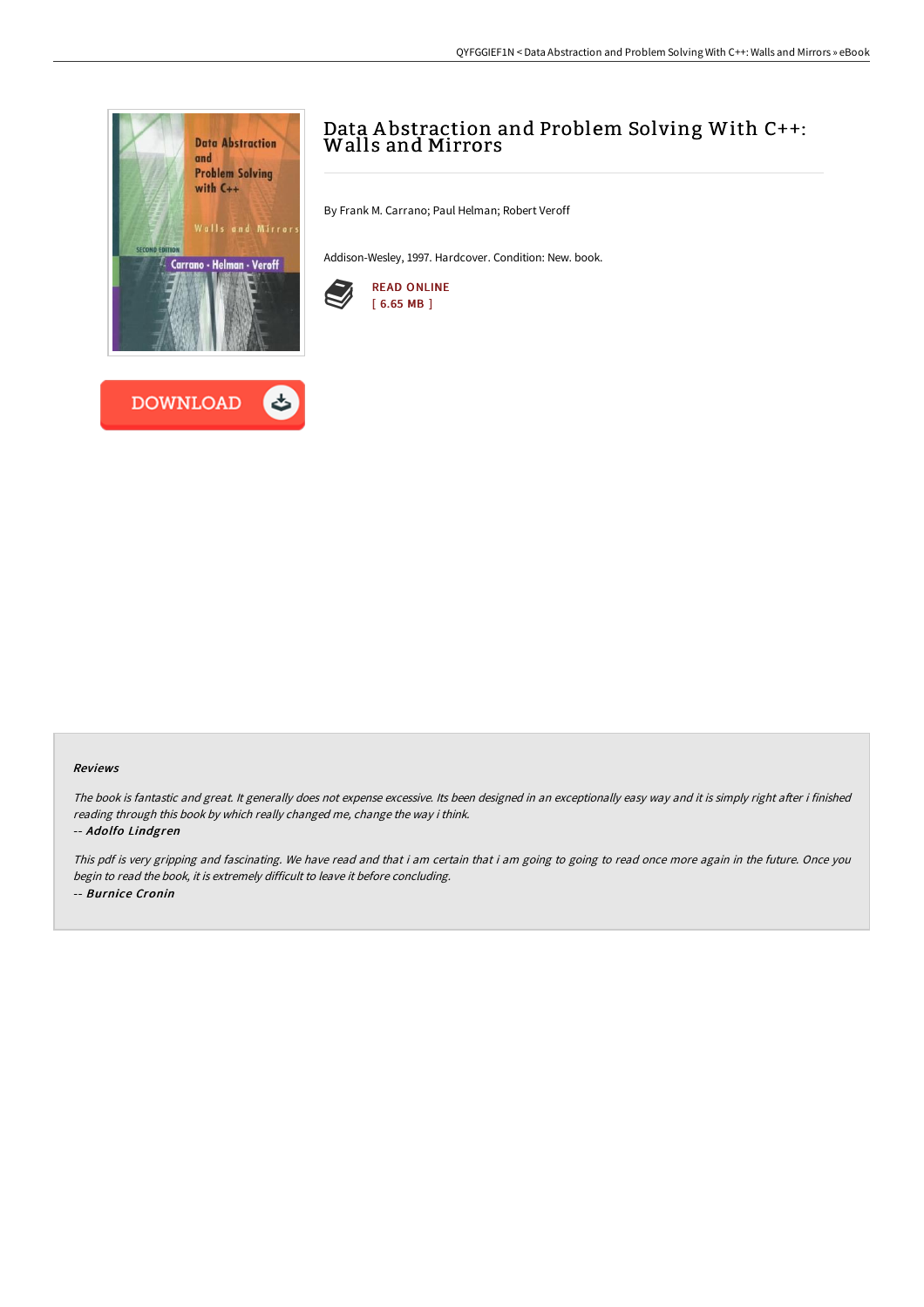# Data Abstraction and Problem Solving With C++: Walls and Mirrors

By Frank M. Carrano; Paul Helman; Robert Veroff

Addison-Wesley, 1997. Hardcover. Condition: New. book.

READ ONLINE
[ 6.65 MB ]

DOWNLOAD

### Reviews

*The book is fantastic and great. It generally does not expense excessive. Its been designed in an exceptionally easy way and it is simply right after i finished reading through this book by which really changed me, change the way i think.*

*-- **Adolfo Lindgren***

*This pdf is very gripping and fascinating. We have read and that i am certain that i am going to going to read once more again in the future. Once you begin to read the book, it is extremely difficult to leave it before concluding.*

*-- **Burnice Cronin***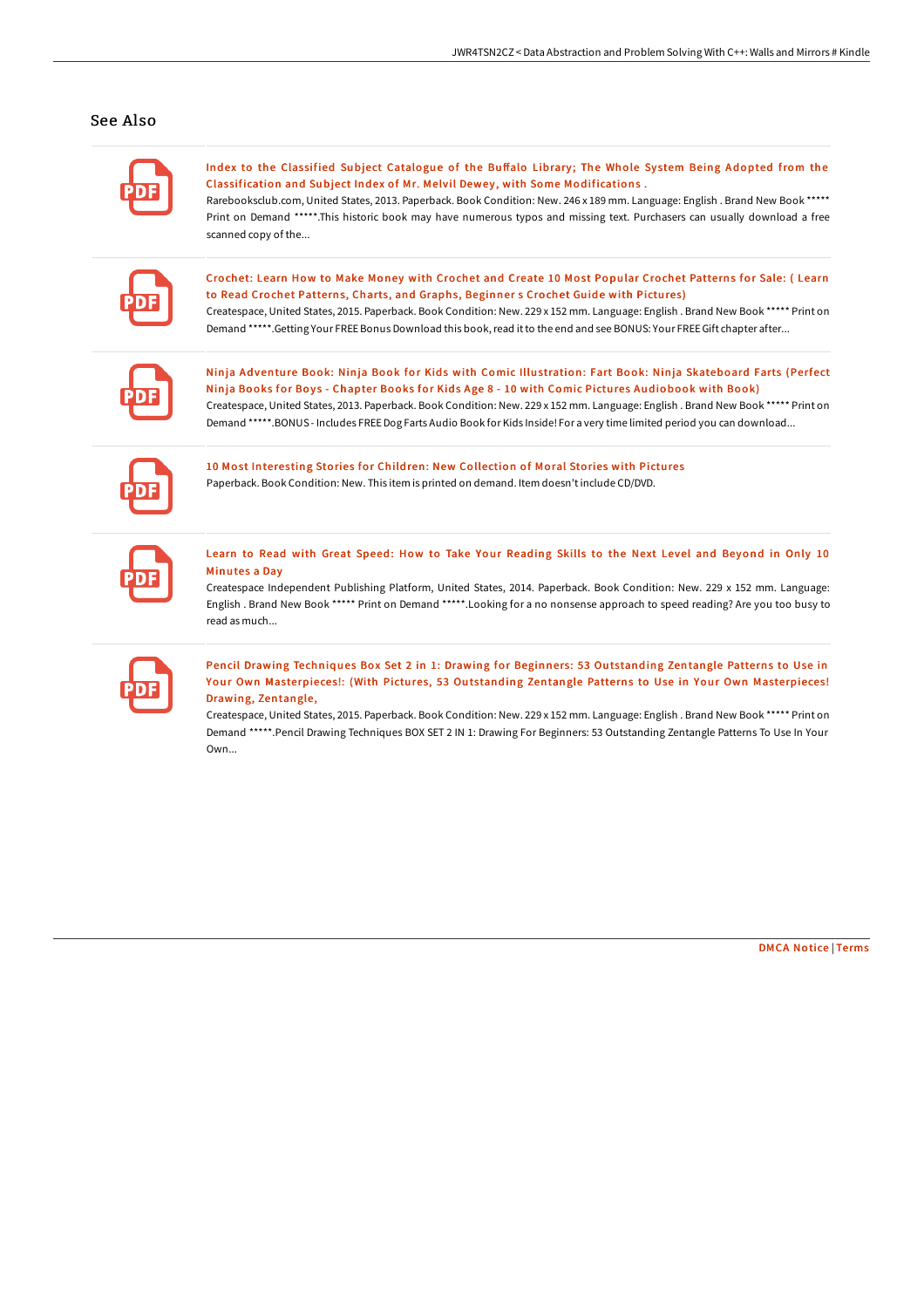## See Also

**Index to the Classified Subject Catalogue of the Buffalo Library; The Whole System Being Adopted from the Classification and Subject Index of Mr. Melvil Dewey, with Some Modifications .**

Rarebooksclub.com, United States, 2013. Paperback. Book Condition: New. 246 x 189 mm. Language: English . Brand New Book ***** Print on Demand *****.This historic book may have numerous typos and missing text. Purchasers can usually download a free scanned copy of the...

**Crochet: Learn How to Make Money with Crochet and Create 10 Most Popular Crochet Patterns for Sale: ( Learn to Read Crochet Patterns, Charts, and Graphs, Beginner s Crochet Guide with Pictures)**

Createspace, United States, 2015. Paperback. Book Condition: New. 229 x 152 mm. Language: English . Brand New Book ***** Print on Demand *****.Getting Your FREE Bonus Download this book, read it to the end and see BONUS: Your FREE Gift chapter after...

**Ninja Adventure Book: Ninja Book for Kids with Comic Illustration: Fart Book: Ninja Skateboard Farts (Perfect Ninja Books for Boys - Chapter Books for Kids Age 8 - 10 with Comic Pictures Audiobook with Book)**

Createspace, United States, 2013. Paperback. Book Condition: New. 229 x 152 mm. Language: English . Brand New Book ***** Print on Demand *****.BONUS - Includes FREE Dog Farts Audio Book for Kids Inside! For a very time limited period you can download...

**10 Most Interesting Stories for Children: New Collection of Moral Stories with Pictures**

Paperback. Book Condition: New. This item is printed on demand. Item doesn't include CD/DVD.

**Learn to Read with Great Speed: How to Take Your Reading Skills to the Next Level and Beyond in Only 10 Minutes a Day**

Createspace Independent Publishing Platform, United States, 2014. Paperback. Book Condition: New. 229 x 152 mm. Language: English . Brand New Book ***** Print on Demand *****.Looking for a no nonsense approach to speed reading? Are you too busy to read as much...

**Pencil Drawing Techniques Box Set 2 in 1: Drawing for Beginners: 53 Outstanding Zentangle Patterns to Use in Your Own Masterpieces!: (With Pictures, 53 Outstanding Zentangle Patterns to Use in Your Own Masterpieces! Drawing, Zentangle,**

Createspace, United States, 2015. Paperback. Book Condition: New. 229 x 152 mm. Language: English . Brand New Book ***** Print on Demand *****.Pencil Drawing Techniques BOX SET 2 IN 1: Drawing For Beginners: 53 Outstanding Zentangle Patterns To Use In Your Own...